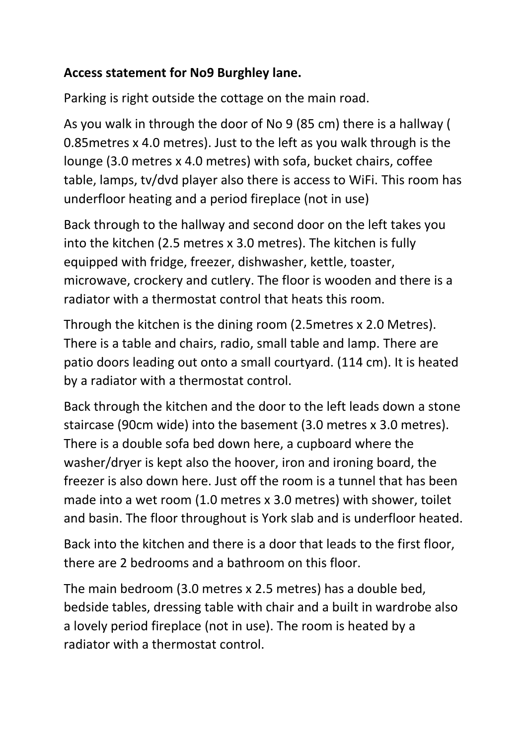**Access statement for No9 Burghley lane.**

Parking is right outside the cottage on the main road.

As you walk in through the door of No 9 (85 cm) there is a hallway ( 0.85metres x 4.0 metres). Just to the left as you walk through is the lounge (3.0 metres x 4.0 metres) with sofa, bucket chairs, coffee table, lamps, tv/dvd player also there is access to WiFi. This room has underfloor heating and a period fireplace (not in use)

Back through to the hallway and second door on the left takes you into the kitchen (2.5 metres x 3.0 metres). The kitchen is fully equipped with fridge, freezer, dishwasher, kettle, toaster, microwave, crockery and cutlery. The floor is wooden and there is a radiator with a thermostat control that heats this room.

Through the kitchen is the dining room (2.5metres x 2.0 Metres). There is a table and chairs, radio, small table and lamp. There are patio doors leading out onto a small courtyard. (114 cm). It is heated by a radiator with a thermostat control.

Back through the kitchen and the door to the left leads down a stone staircase (90cm wide) into the basement (3.0 metres x 3.0 metres). There is a double sofa bed down here, a cupboard where the washer/dryer is kept also the hoover, iron and ironing board, the freezer is also down here. Just off the room is a tunnel that has been made into a wet room (1.0 metres x 3.0 metres) with shower, toilet and basin. The floor throughout is York slab and is underfloor heated.

Back into the kitchen and there is a door that leads to the first floor, there are 2 bedrooms and a bathroom on this floor.

The main bedroom (3.0 metres x 2.5 metres) has a double bed, bedside tables, dressing table with chair and a built in wardrobe also a lovely period fireplace (not in use). The room is heated by a radiator with a thermostat control.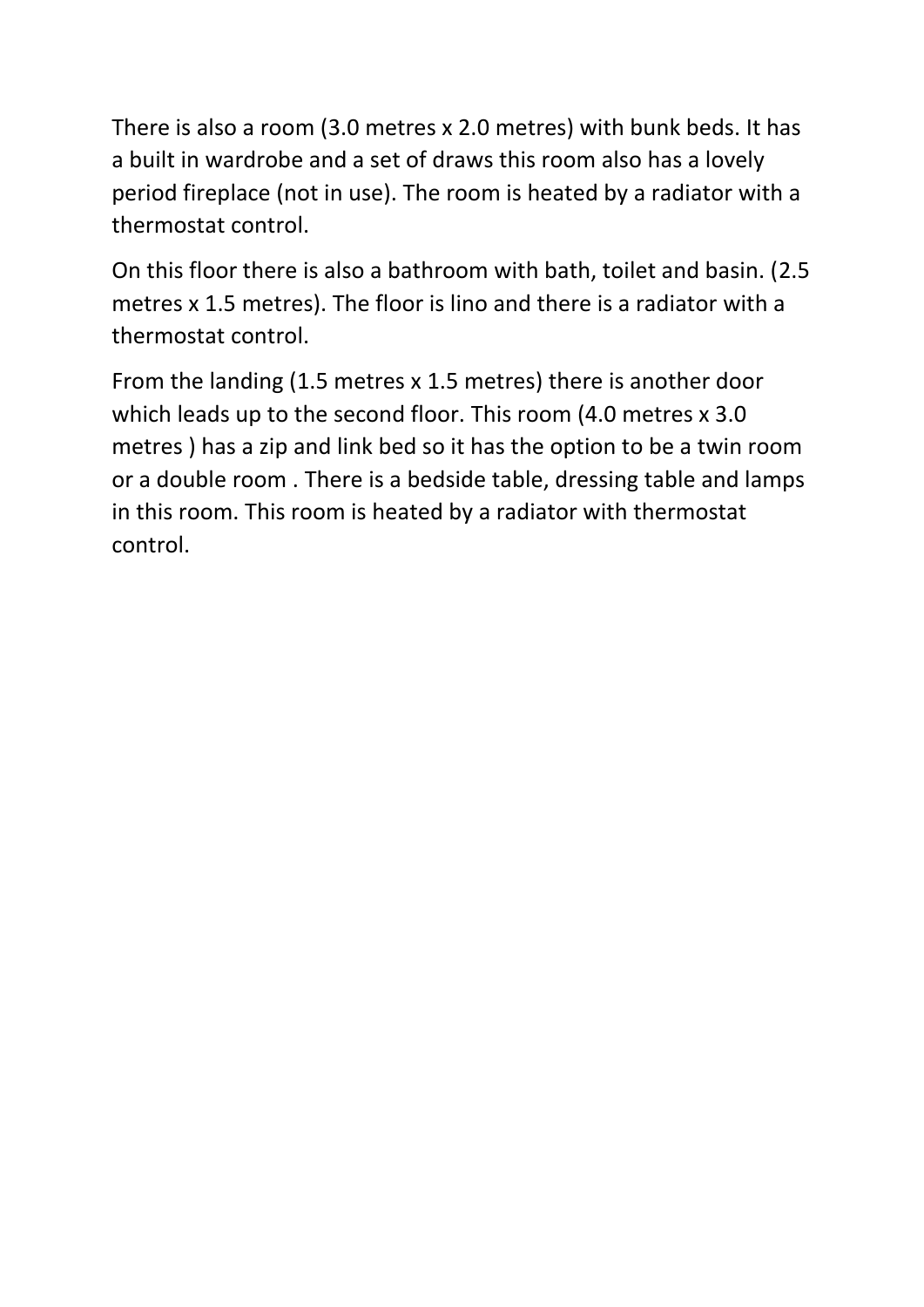There is also a room (3.0 metres x 2.0 metres) with bunk beds. It has a built in wardrobe and a set of draws this room also has a lovely period fireplace (not in use). The room is heated by a radiator with a thermostat control.

On this floor there is also a bathroom with bath, toilet and basin. (2.5 metres x 1.5 metres). The floor is lino and there is a radiator with a thermostat control.

From the landing (1.5 metres x 1.5 metres) there is another door which leads up to the second floor. This room (4.0 metres x 3.0 metres ) has a zip and link bed so it has the option to be a twin room or a double room . There is a bedside table, dressing table and lamps in this room. This room is heated by a radiator with thermostat control.